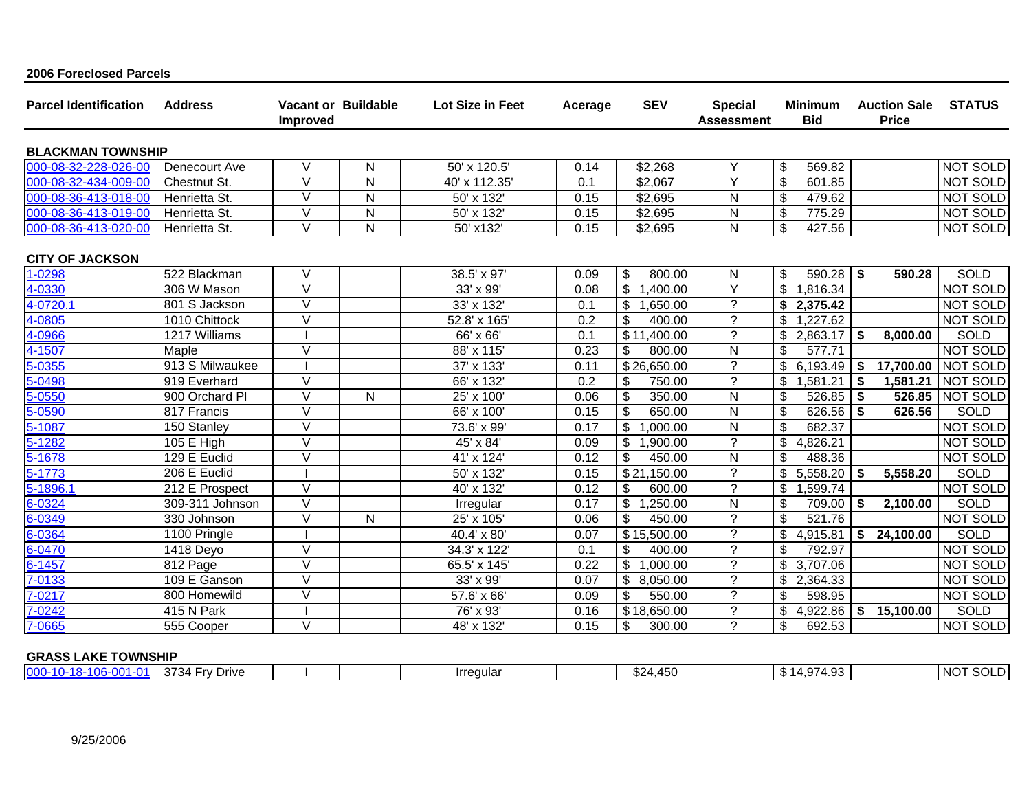## 2006 Foreclosed Parcels

| Parcel Identification | Address | Vacant or Improved | Buildable | Lot Size in Feet | Acerage | SEV | Special Assessment | Minimum Bid | Auction Sale Price | STATUS |
|---|---|---|---|---|---|---|---|---|---|---|
| **BLACKMAN TOWNSHIP** | | | | | | | | | | |
| 000-08-32-228-026-00 | Denecourt Ave | V | N | 50' x 120.5' | 0.14 | $2,268 | Y | $ 569.82 | | NOT SOLD |
| 000-08-32-434-009-00 | Chestnut St. | V | N | 40' x 112.35' | 0.1 | $2,067 | Y | $ 601.85 | | NOT SOLD |
| 000-08-36-413-018-00 | Henrietta St. | V | N | 50' x 132' | 0.15 | $2,695 | N | $ 479.62 | | NOT SOLD |
| 000-08-36-413-019-00 | Henrietta St. | V | N | 50' x 132' | 0.15 | $2,695 | N | $ 775.29 | | NOT SOLD |
| 000-08-36-413-020-00 | Henrietta St. | V | N | 50' x132' | 0.15 | $2,695 | N | $ 427.56 | | NOT SOLD |
| **CITY OF JACKSON** | | | | | | | | | | |
| 1-0298 | 522 Blackman | V | | 38.5' x 97' | 0.09 | $ 800.00 | N | $ 590.28 | **$ 590.28** | SOLD |
| 4-0330 | 306 W Mason | V | | 33' x 99' | 0.08 | $ 1,400.00 | Y | $ 1,816.34 | | NOT SOLD |
| 4-0720.1 | 801 S Jackson | V | | 33' x 132' | 0.1 | $ 1,650.00 | ? | **$ 2,375.42** | | NOT SOLD |
| 4-0805 | 1010 Chittock | V | | 52.8' x 165' | 0.2 | $ 400.00 | ? | $ 1,227.62 | | NOT SOLD |
| 4-0966 | 1217 Williams | I | | 66' x 66' | 0.1 | $ 11,400.00 | ? | $ 2,863.17 | **$ 8,000.00** | SOLD |
| 4-1507 | Maple | V | | 88' x 115' | 0.23 | $ 800.00 | N | $ 577.71 | | NOT SOLD |
| 5-0355 | 913 S Milwaukee | I | | 37' x 133' | 0.11 | $ 26,650.00 | ? | $ 6,193.49 | **$ 17,700.00** | NOT SOLD |
| 5-0498 | 919 Everhard | V | | 66' x 132' | 0.2 | $ 750.00 | ? | $ 1,581.21 | **$ 1,581.21** | NOT SOLD |
| 5-0550 | 900 Orchard Pl | V | N | 25' x 100' | 0.06 | $ 350.00 | N | $ 526.85 | **$ 526.85** | NOT SOLD |
| 5-0590 | 817 Francis | V | | 66' x 100' | 0.15 | $ 650.00 | N | $ 626.56 | **$ 626.56** | SOLD |
| 5-1087 | 150 Stanley | V | | 73.6' x 99' | 0.17 | $ 1,000.00 | N | $ 682.37 | | NOT SOLD |
| 5-1282 | 105 E High | V | | 45' x 84' | 0.09 | $ 1,900.00 | ? | $ 4,826.21 | | NOT SOLD |
| 5-1678 | 129 E Euclid | V | | 41' x 124' | 0.12 | $ 450.00 | N | $ 488.36 | | NOT SOLD |
| 5-1773 | 206 E Euclid | I | | 50' x 132' | 0.15 | $ 21,150.00 | ? | $ 5,558.20 | **$ 5,558.20** | SOLD |
| 5-1896.1 | 212 E Prospect | V | | 40' x 132' | 0.12 | $ 600.00 | ? | $ 1,599.74 | | NOT SOLD |
| 6-0324 | 309-311 Johnson | V | | Irregular | 0.17 | $ 1,250.00 | N | $ 709.00 | **$ 2,100.00** | SOLD |
| 6-0349 | 330 Johnson | V | N | 25' x 105' | 0.06 | $ 450.00 | ? | $ 521.76 | | NOT SOLD |
| 6-0364 | 1100 Pringle | I | | 40.4' x 80' | 0.07 | $ 15,500.00 | ? | $ 4,915.81 | **$ 24,100.00** | SOLD |
| 6-0470 | 1418 Deyo | V | | 34.3' x 122' | 0.1 | $ 400.00 | ? | $ 792.97 | | NOT SOLD |
| 6-1457 | 812 Page | V | | 65.5' x 145' | 0.22 | $ 1,000.00 | ? | $ 3,707.06 | | NOT SOLD |
| 7-0133 | 109 E Ganson | V | | 33' x 99' | 0.07 | $ 8,050.00 | ? | $ 2,364.33 | | NOT SOLD |
| 7-0217 | 800 Homewild | V | | 57.6' x 66' | 0.09 | $ 550.00 | ? | $ 598.95 | | NOT SOLD |
| 7-0242 | 415 N Park | I | | 76' x 93' | 0.16 | $ 18,650.00 | ? | $ 4,922.86 | **$ 15,100.00** | SOLD |
| 7-0665 | 555 Cooper | V | | 48' x 132' | 0.15 | $ 300.00 | ? | $ 692.53 | | NOT SOLD |
| **GRASS LAKE TOWNSHIP** | | | | | | | | | | |
| 000-10-18-106-001-01 | 3734 Fry Drive | I | | Irregular | | $24,450 | | $ 14,974.93 | | NOT SOLD |

9/25/2006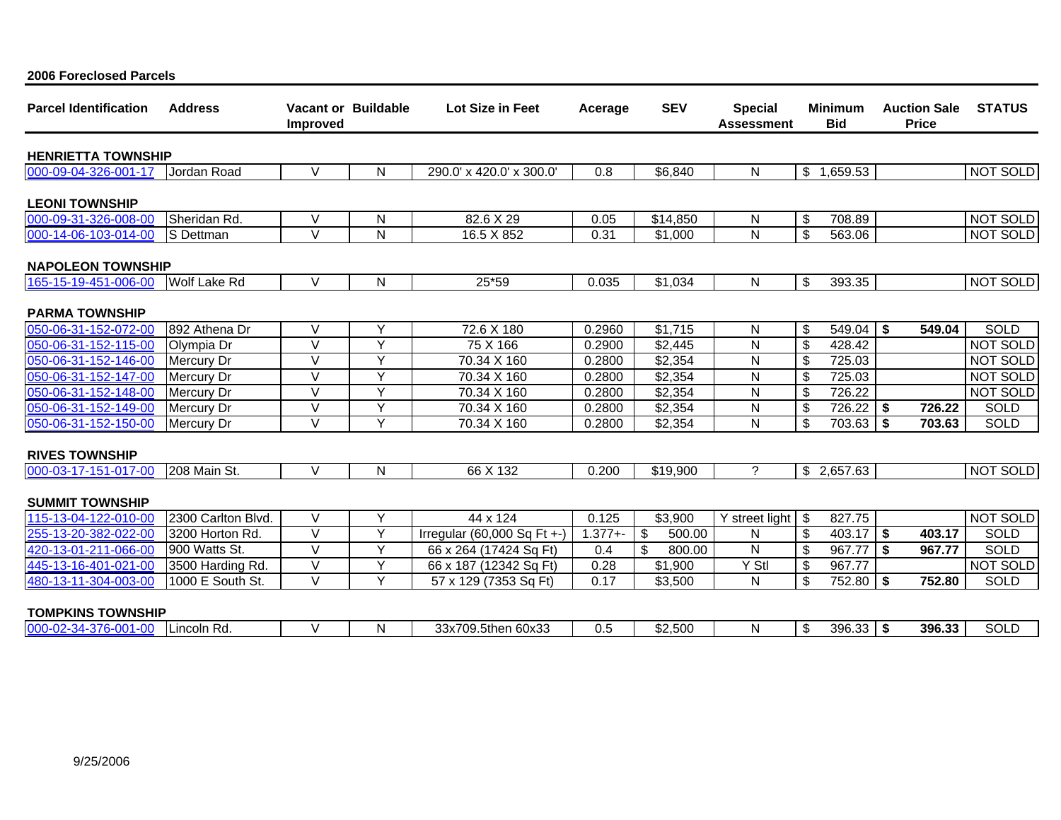**2006 Foreclosed Parcels**

| Parcel Identification | Address | Vacant or Improved | Buildable | Lot Size in Feet | Acerage | SEV | Special Assessment | Minimum Bid | Auction Sale Price | STATUS |
|---|---|---|---|---|---|---|---|---|---|---|
| **HENRIETTA TOWNSHIP** | | | | | | | | | | |
| 000-09-04-326-001-17 | Jordan Road | V | N | 290.0' x 420.0' x 300.0' | 0.8 | $6,840 | N | $ 1,659.53 | | NOT SOLD |
| **LEONI TOWNSHIP** | | | | | | | | | | |
| 000-09-31-326-008-00 | Sheridan Rd. | V | N | 82.6 X 29 | 0.05 | $14,850 | N | $ 708.89 | | NOT SOLD |
| 000-14-06-103-014-00 | S Dettman | V | N | 16.5 X 852 | 0.31 | $1,000 | N | $ 563.06 | | NOT SOLD |
| **NAPOLEON TOWNSHIP** | | | | | | | | | | |
| 165-15-19-451-006-00 | Wolf Lake Rd | V | N | 25*59 | 0.035 | $1,034 | N | $ 393.35 | | NOT SOLD |
| **PARMA TOWNSHIP** | | | | | | | | | | |
| 050-06-31-152-072-00 | 892 Athena Dr | V | Y | 72.6 X 180 | 0.2960 | $1,715 | N | $ 549.04 | **$ 549.04** | SOLD |
| 050-06-31-152-115-00 | Olympia Dr | V | Y | 75 X 166 | 0.2900 | $2,445 | N | $ 428.42 | | NOT SOLD |
| 050-06-31-152-146-00 | Mercury Dr | V | Y | 70.34 X 160 | 0.2800 | $2,354 | N | $ 725.03 | | NOT SOLD |
| 050-06-31-152-147-00 | Mercury Dr | V | Y | 70.34 X 160 | 0.2800 | $2,354 | N | $ 725.03 | | NOT SOLD |
| 050-06-31-152-148-00 | Mercury Dr | V | Y | 70.34 X 160 | 0.2800 | $2,354 | N | $ 726.22 | | NOT SOLD |
| 050-06-31-152-149-00 | Mercury Dr | V | Y | 70.34 X 160 | 0.2800 | $2,354 | N | $ 726.22 | **$ 726.22** | SOLD |
| 050-06-31-152-150-00 | Mercury Dr | V | Y | 70.34 X 160 | 0.2800 | $2,354 | N | $ 703.63 | **$ 703.63** | SOLD |
| **RIVES TOWNSHIP** | | | | | | | | | | |
| 000-03-17-151-017-00 | 208 Main St. | V | N | 66 X 132 | 0.200 | $19,900 | ? | $ 2,657.63 | | NOT SOLD |
| **SUMMIT TOWNSHIP** | | | | | | | | | | |
| 115-13-04-122-010-00 | 2300 Carlton Blvd. | V | Y | 44 x 124 | 0.125 | $3,900 | Y street light | $ 827.75 | | NOT SOLD |
| 255-13-20-382-022-00 | 3200 Horton Rd. | V | Y | Irregular (60,000 Sq Ft +-) | 1.377+- | $ 500.00 | N | $ 403.17 | **$ 403.17** | SOLD |
| 420-13-01-211-066-00 | 900 Watts St. | V | Y | 66 x 264 (17424 Sq Ft) | 0.4 | $ 800.00 | N | $ 967.77 | **$ 967.77** | SOLD |
| 445-13-16-401-021-00 | 3500 Harding Rd. | V | Y | 66 x 187 (12342 Sq Ft) | 0.28 | $1,900 | Y Stl | $ 967.77 | | NOT SOLD |
| 480-13-11-304-003-00 | 1000 E South St. | V | Y | 57 x 129 (7353 Sq Ft) | 0.17 | $3,500 | N | $ 752.80 | **$ 752.80** | SOLD |
| **TOMPKINS TOWNSHIP** | | | | | | | | | | |
| 000-02-34-376-001-00 | Lincoln Rd. | V | N | 33x709.5then 60x33 | 0.5 | $2,500 | N | $ 396.33 | **$ 396.33** | SOLD |

9/25/2006